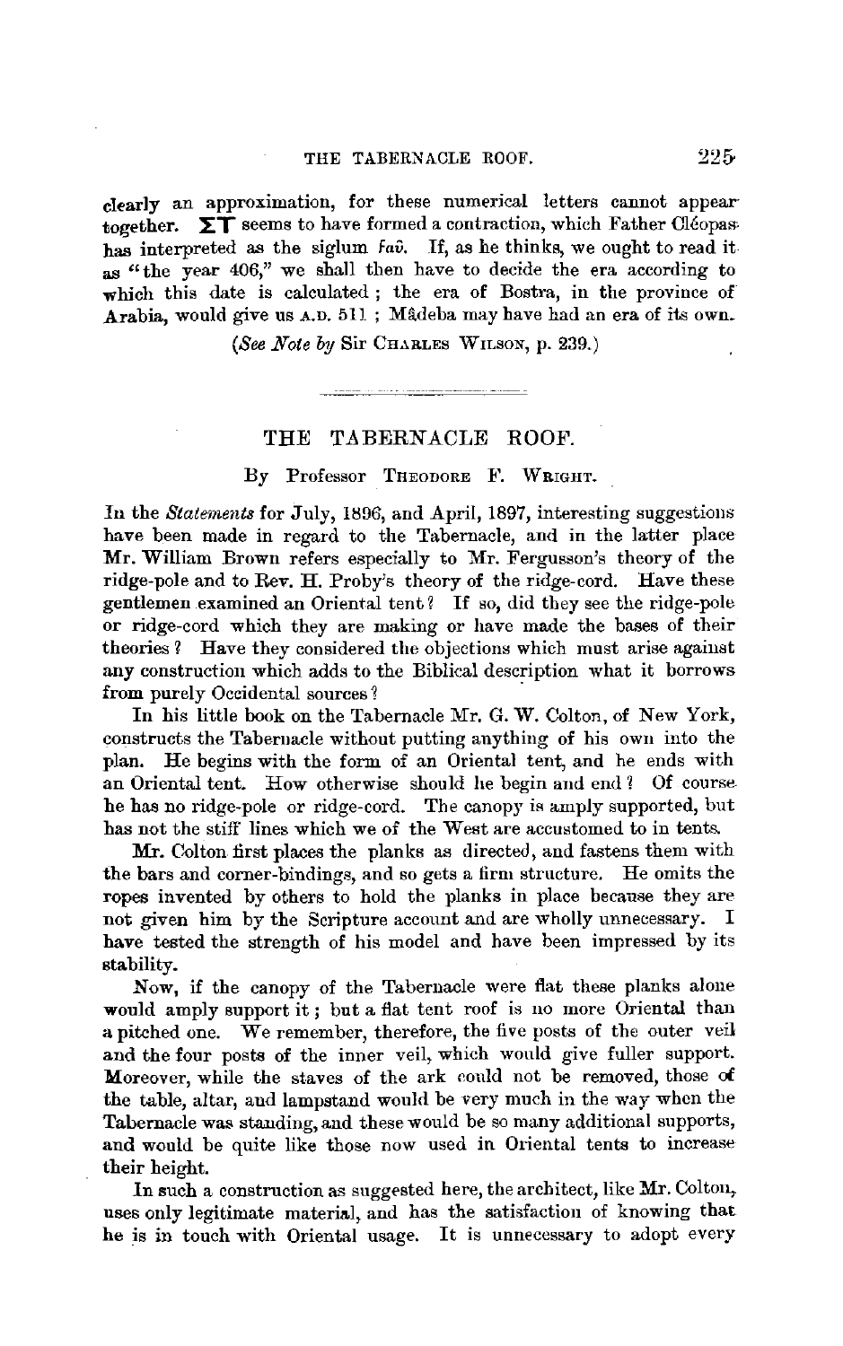clearly an approximation, for these numerical letters cannot appear together. **ΣΤ** seems to have formed a contraction, which Father Cléopas has interpreted as the siglum *Fαῦ*. If, as he thinks, we ought to read it as "the year 406," we shall then have to decide the era according to which this date is calculated; the era of Bostra, in the province of Arabia, would give us A.D. 511; Mâdeba may have had an era of its own.

(*See Note by* Sir CHARLES WILSON, p. 239.)

---

## THE TABERNACLE ROOF.

### By Professor THEODORE F. WRIGHT.

In the *Statements* for July, 1896, and April, 1897, interesting suggestions have been made in regard to the Tabernacle, and in the latter place Mr. William Brown refers especially to Mr. Fergusson's theory of the ridge-pole and to Rev. H. Proby's theory of the ridge-cord. Have these gentlemen examined an Oriental tent? If so, did they see the ridge-pole or ridge-cord which they are making or have made the bases of their theories? Have they considered the objections which must arise against any construction which adds to the Biblical description what it borrows from purely Occidental sources?

In his little book on the Tabernacle Mr. G. W. Colton, of New York, constructs the Tabernacle without putting anything of his own into the plan. He begins with the form of an Oriental tent, and he ends with an Oriental tent. How otherwise should he begin and end? Of course he has no ridge-pole or ridge-cord. The canopy is amply supported, but has not the stiff lines which we of the West are accustomed to in tents.

Mr. Colton first places the planks as directed, and fastens them with the bars and corner-bindings, and so gets a firm structure. He omits the ropes invented by others to hold the planks in place because they are not given him by the Scripture account and are wholly unnecessary. I have tested the strength of his model and have been impressed by its stability.

Now, if the canopy of the Tabernacle were flat these planks alone would amply support it; but a flat tent roof is no more Oriental than a pitched one. We remember, therefore, the five posts of the outer veil and the four posts of the inner veil, which would give fuller support. Moreover, while the staves of the ark could not be removed, those of the table, altar, and lampstand would be very much in the way when the Tabernacle was standing, and these would be so many additional supports, and would be quite like those now used in Oriental tents to increase their height.

In such a construction as suggested here, the architect, like Mr. Colton, uses only legitimate material, and has the satisfaction of knowing that he is in touch with Oriental usage. It is unnecessary to adopt every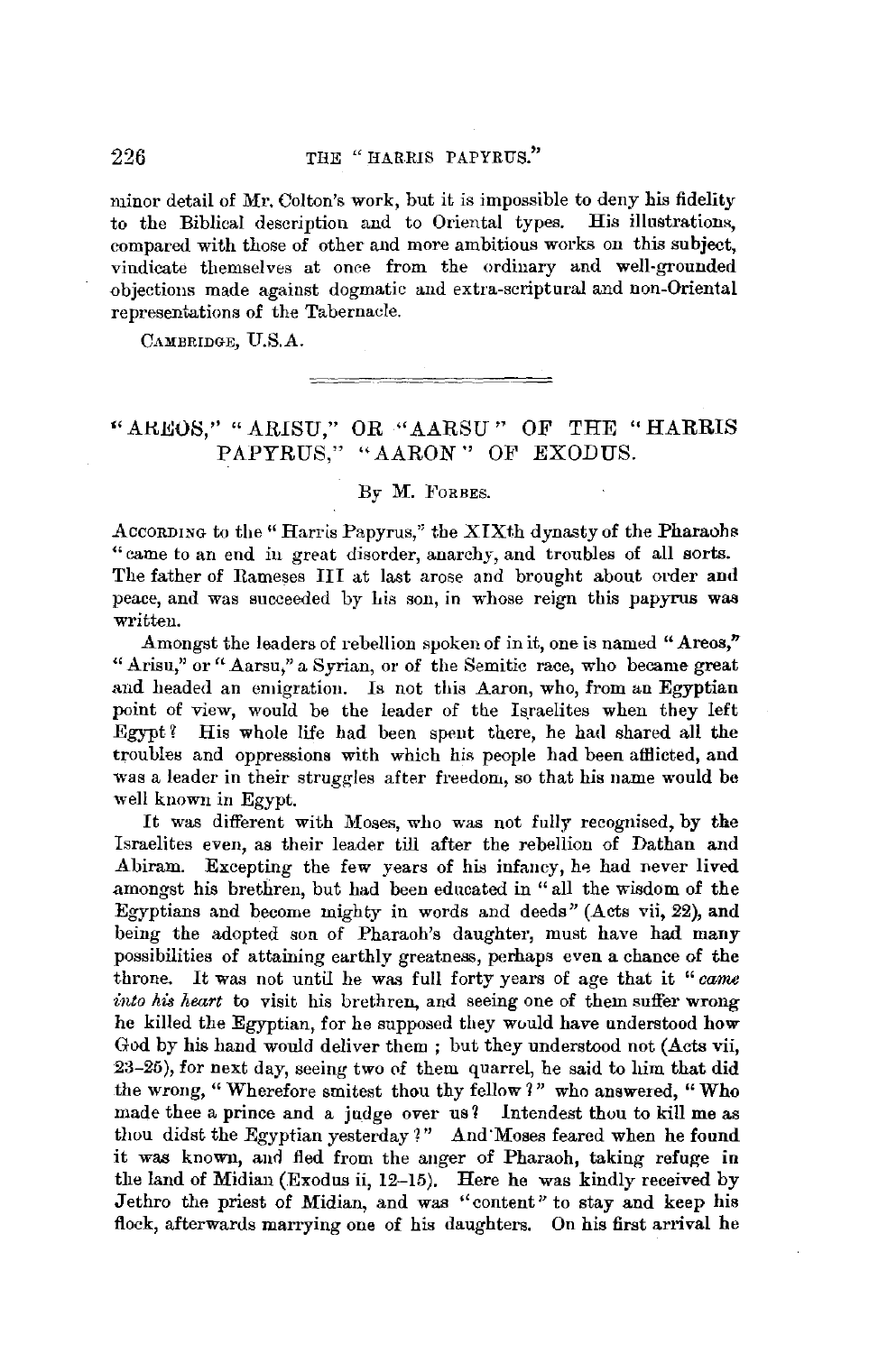minor detail of Mr. Colton's work, but it is impossible to deny his fidelity to the Biblical description and to Oriental types. His illustrations, compared with those of other and more ambitious works on this subject, vindicate themselves at once from the ordinary and well-grounded objections made against dogmatic and extra-scriptural and non-Oriental representations of the Tabernacle.

CAMBRIDGE, U.S.A.

---

## "AREOS," "ARISU," OR "AARSU" OF THE "HARRIS PAPYRUS," "AARON" OF EXODUS.

By M. FORBES.

ACCORDING to the "Harris Papyrus," the XIXth dynasty of the Pharaohs "came to an end in great disorder, anarchy, and troubles of all sorts. The father of Rameses III at last arose and brought about order and peace, and was succeeded by his son, in whose reign this papyrus was written.

Amongst the leaders of rebellion spoken of in it, one is named "Areos," "Arisu," or "Aarsu," a Syrian, or of the Semitic race, who became great and headed an emigration. Is not this Aaron, who, from an Egyptian point of view, would be the leader of the Israelites when they left Egypt? His whole life had been spent there, he had shared all the troubles and oppressions with which his people had been afflicted, and was a leader in their struggles after freedom, so that his name would be well known in Egypt.

It was different with Moses, who was not fully recognised, by the Israelites even, as their leader till after the rebellion of Dathan and Abiram. Excepting the few years of his infancy, he had never lived amongst his brethren, but had been educated in "all the wisdom of the Egyptians and become mighty in words and deeds" (Acts vii, 22), and being the adopted son of Pharaoh's daughter, must have had many possibilities of attaining earthly greatness, perhaps even a chance of the throne. It was not until he was full forty years of age that it "*came into his heart* to visit his brethren, and seeing one of them suffer wrong he killed the Egyptian, for he supposed they would have understood how God by his hand would deliver them; but they understood not (Acts vii, 23–25), for next day, seeing two of them quarrel, he said to him that did the wrong, "Wherefore smitest thou thy fellow?" who answered, "Who made thee a prince and a judge over us? Intendest thou to kill me as thou didst the Egyptian yesterday?" And Moses feared when he found it was known, and fled from the anger of Pharaoh, taking refuge in the land of Midian (Exodus ii, 12–15). Here he was kindly received by Jethro the priest of Midian, and was "content" to stay and keep his flock, afterwards marrying one of his daughters. On his first arrival he